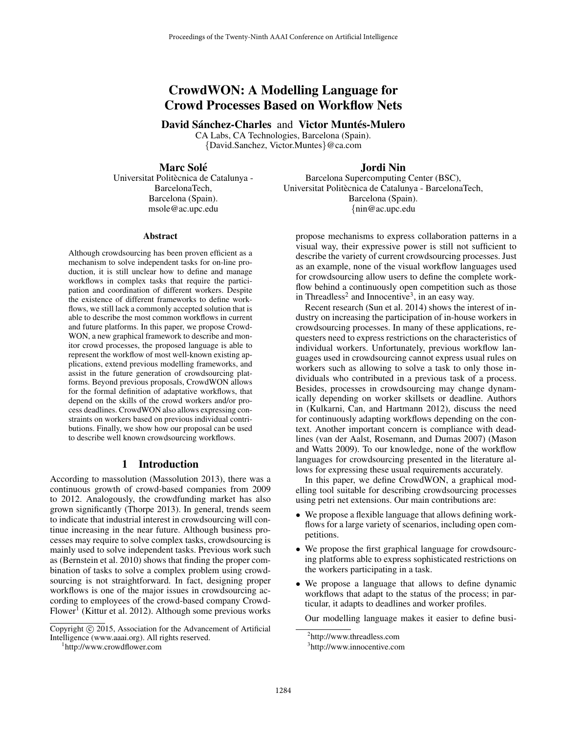# CrowdWON: A Modelling Language for Crowd Processes Based on Workflow Nets

**David Sánchez-Charles** and **Victor Muntés-Mulero**
CA Labs, CA Technologies, Barcelona (Spain).
{David.Sanchez, Victor.Muntes}@ca.com

**Marc Solé**
Universitat Politècnica de Catalunya - BarcelonaTech,
Barcelona (Spain).
msole@ac.upc.edu

**Jordi Nin**
Barcelona Supercomputing Center (BSC),
Universitat Politècnica de Catalunya - BarcelonaTech,
Barcelona (Spain).
{nin@ac.upc.edu

### Abstract

Although crowdsourcing has been proven efficient as a mechanism to solve independent tasks for on-line production, it is still unclear how to define and manage workflows in complex tasks that require the participation and coordination of different workers. Despite the existence of different frameworks to define workflows, we still lack a commonly accepted solution that is able to describe the most common workflows in current and future platforms. In this paper, we propose CrowdWON, a new graphical framework to describe and monitor crowd processes, the proposed language is able to represent the workflow of most well-known existing applications, extend previous modelling frameworks, and assist in the future generation of crowdsourcing platforms. Beyond previous proposals, CrowdWON allows for the formal definition of adaptative workflows, that depend on the skills of the crowd workers and/or process deadlines. CrowdWON also allows expressing constraints on workers based on previous individual contributions. Finally, we show how our proposal can be used to describe well known crowdsourcing workflows.

## 1 Introduction

According to massolution (Massolution 2013), there was a continuous growth of crowd-based companies from 2009 to 2012. Analogously, the crowdfunding market has also grown significantly (Thorpe 2013). In general, trends seem to indicate that industrial interest in crowdsourcing will continue increasing in the near future. Although business processes may require to solve complex tasks, crowdsourcing is mainly used to solve independent tasks. Previous work such as (Bernstein et al. 2010) shows that finding the proper combination of tasks to solve a complex problem using crowdsourcing is not straightforward. In fact, designing proper workflows is one of the major issues in crowdsourcing according to employees of the crowd-based company CrowdFlower[1] (Kittur et al. 2012). Although some previous works propose mechanisms to express collaboration patterns in a visual way, their expressive power is still not sufficient to describe the variety of current crowdsourcing processes. Just as an example, none of the visual workflow languages used for crowdsourcing allow users to define the complete workflow behind a continuously open competition such as those in Threadless[2] and Innocentive[3], in an easy way.

Recent research (Sun et al. 2014) shows the interest of industry on increasing the participation of in-house workers in crowdsourcing processes. In many of these applications, requesters need to express restrictions on the characteristics of individual workers. Unfortunately, previous workflow languages used in crowdsourcing cannot express usual rules on workers such as allowing to solve a task to only those individuals who contributed in a previous task of a process. Besides, processes in crowdsourcing may change dynamically depending on worker skillsets or deadline. Authors in (Kulkarni, Can, and Hartmann 2012), discuss the need for continuously adapting workflows depending on the context. Another important concern is compliance with deadlines (van der Aalst, Rosemann, and Dumas 2007) (Mason and Watts 2009). To our knowledge, none of the workflow languages for crowdsourcing presented in the literature allows for expressing these usual requirements accurately.

In this paper, we define CrowdWON, a graphical modelling tool suitable for describing crowdsourcing processes using petri net extensions. Our main contributions are:

- We propose a flexible language that allows defining workflows for a large variety of scenarios, including open competitions.
- We propose the first graphical language for crowdsourcing platforms able to express sophisticated restrictions on the workers participating in a task.
- We propose a language that allows to define dynamic workflows that adapt to the status of the process; in particular, it adapts to deadlines and worker profiles.

Our modelling language makes it easier to define busi-

Copyright © 2015, Association for the Advancement of Artificial Intelligence (www.aaai.org). All rights reserved.

[1] http://www.crowdflower.com

[2] http://www.threadless.com

[3] http://www.innocentive.com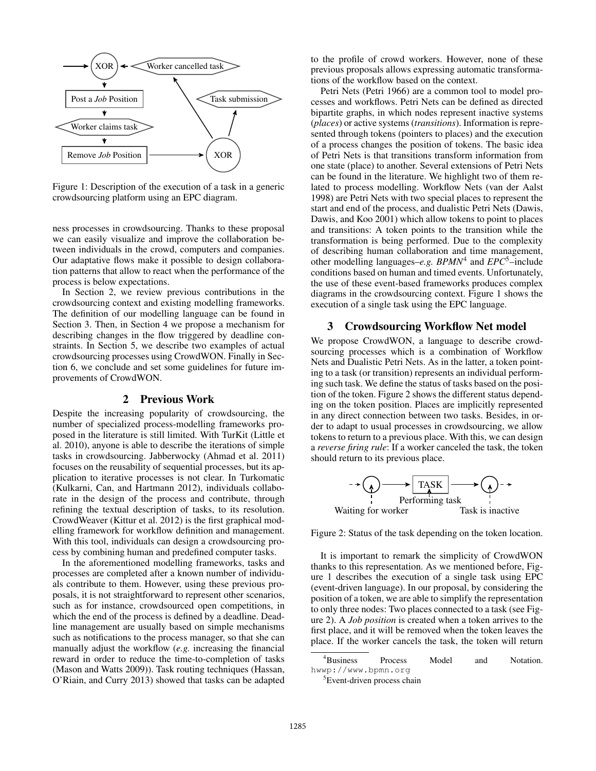Figure 1: Description of the execution of a task in a generic crowdsourcing platform using an EPC diagram.

ness processes in crowdsourcing. Thanks to these proposal we can easily visualize and improve the collaboration between individuals in the crowd, computers and companies. Our adaptative flows make it possible to design collaboration patterns that allow to react when the performance of the process is below expectations.

In Section 2, we review previous contributions in the crowdsourcing context and existing modelling frameworks. The definition of our modelling language can be found in Section 3. Then, in Section 4 we propose a mechanism for describing changes in the flow triggered by deadline constraints. In Section 5, we describe two examples of actual crowdsourcing processes using CrowdWON. Finally in Section 6, we conclude and set some guidelines for future improvements of CrowdWON.

## 2 Previous Work

Despite the increasing popularity of crowdsourcing, the number of specialized process-modelling frameworks proposed in the literature is still limited. With TurKit (Little et al. 2010), anyone is able to describe the iterations of simple tasks in crowdsourcing. Jabberwocky (Ahmad et al. 2011) focuses on the reusability of sequential processes, but its application to iterative processes is not clear. In Turkomatic (Kulkarni, Can, and Hartmann 2012), individuals collaborate in the design of the process and contribute, through refining the textual description of tasks, to its resolution. CrowdWeaver (Kittur et al. 2012) is the first graphical modelling framework for workflow definition and management. With this tool, individuals can design a crowdsourcing process by combining human and predefined computer tasks.

In the aforementioned modelling frameworks, tasks and processes are completed after a known number of individuals contribute to them. However, using these previous proposals, it is not straightforward to represent other scenarios, such as for instance, crowdsourced open competitions, in which the end of the process is defined by a deadline. Deadline management are usually based on simple mechanisms such as notifications to the process manager, so that she can manually adjust the workflow (*e.g.* increasing the financial reward in order to reduce the time-to-completion of tasks (Mason and Watts 2009)). Task routing techniques (Hassan, O'Riain, and Curry 2013) showed that tasks can be adapted to the profile of crowd workers. However, none of these previous proposals allows expressing automatic transformations of the workflow based on the context.

Petri Nets (Petri 1966) are a common tool to model processes and workflows. Petri Nets can be defined as directed bipartite graphs, in which nodes represent inactive systems (*places*) or active systems (*transitions*). Information is represented through tokens (pointers to places) and the execution of a process changes the position of tokens. The basic idea of Petri Nets is that transitions transform information from one state (place) to another. Several extensions of Petri Nets can be found in the literature. We highlight two of them related to process modelling. Workflow Nets (van der Aalst 1998) are Petri Nets with two special places to represent the start and end of the process, and dualistic Petri Nets (Dawis, Dawis, and Koo 2001) which allow tokens to point to places and transitions: A token points to the transition while the transformation is being performed. Due to the complexity of describing human collaboration and time management, other modelling languages–*e.g.* *BPMN*[4] and *EPC*[5]–include conditions based on human and timed events. Unfortunately, the use of these event-based frameworks produces complex diagrams in the crowdsourcing context. Figure 1 shows the execution of a single task using the EPC language.

## 3 Crowdsourcing Workflow Net model

We propose CrowdWON, a language to describe crowdsourcing processes which is a combination of Workflow Nets and Dualistic Petri Nets. As in the latter, a token pointing to a task (or transition) represents an individual performing such task. We define the status of tasks based on the position of the token. Figure 2 shows the different status depending on the token position. Places are implicitly represented in any direct connection between two tasks. Besides, in order to adapt to usual processes in crowdsourcing, we allow tokens to return to a previous place. With this, we can design a *reverse firing rule*: If a worker canceled the task, the token should return to its previous place.

Figure 2: Status of the task depending on the token location.

It is important to remark the simplicity of CrowdWON thanks to this representation. As we mentioned before, Figure 1 describes the execution of a single task using EPC (event-driven language). In our proposal, by considering the position of a token, we are able to simplify the representation to only three nodes: Two places connected to a task (see Figure 2). A *Job position* is created when a token arrives to the first place, and it will be removed when the token leaves the place. If the worker cancels the task, the token will return

[4] Business Process Model and Notation. hwwp://www.bpmn.org

[5] Event-driven process chain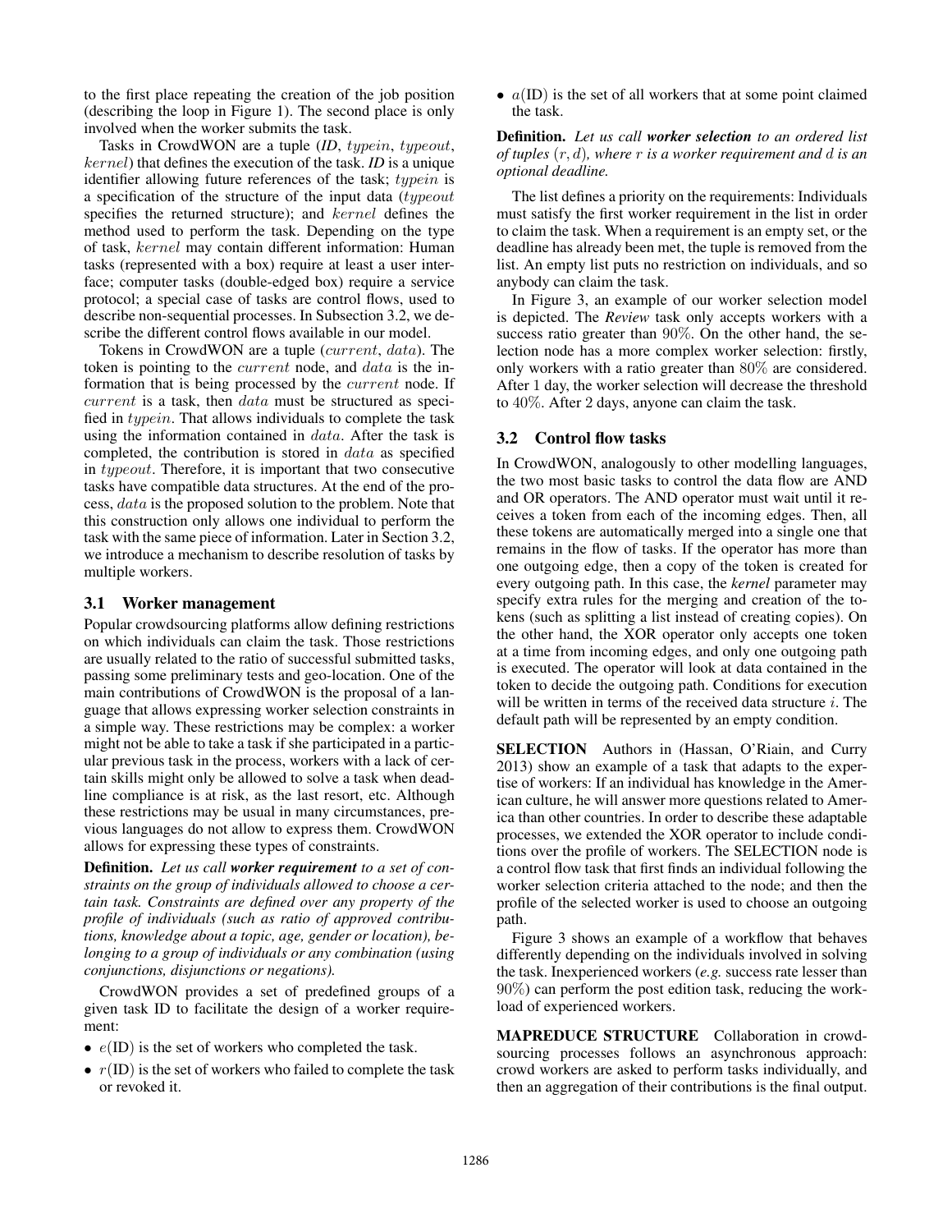to the first place repeating the creation of the job position (describing the loop in Figure 1). The second place is only involved when the worker submits the task.

Tasks in CrowdWON are a tuple (**ID**, $typein$, $typeout$, $kernel$) that defines the execution of the task. **ID** is a unique identifier allowing future references of the task; $typein$ is a specification of the structure of the input data ($typeout$ specifies the returned structure); and $kernel$ defines the method used to perform the task. Depending on the type of task, $kernel$ may contain different information: Human tasks (represented with a box) require at least a user interface; computer tasks (double-edged box) require a service protocol; a special case of tasks are control flows, used to describe non-sequential processes. In Subsection 3.2, we describe the different control flows available in our model.

Tokens in CrowdWON are a tuple ($current$, $data$). The token is pointing to the $current$ node, and $data$ is the information that is being processed by the $current$ node. If $current$ is a task, then $data$ must be structured as specified in $typein$. That allows individuals to complete the task using the information contained in $data$. After the task is completed, the contribution is stored in $data$ as specified in $typeout$. Therefore, it is important that two consecutive tasks have compatible data structures. At the end of the process, $data$ is the proposed solution to the problem. Note that this construction only allows one individual to perform the task with the same piece of information. Later in Section 3.2, we introduce a mechanism to describe resolution of tasks by multiple workers.

### 3.1 Worker management

Popular crowdsourcing platforms allow defining restrictions on which individuals can claim the task. Those restrictions are usually related to the ratio of successful submitted tasks, passing some preliminary tests and geo-location. One of the main contributions of CrowdWON is the proposal of a language that allows expressing worker selection constraints in a simple way. These restrictions may be complex: a worker might not be able to take a task if she participated in a particular previous task in the process, workers with a lack of certain skills might only be allowed to solve a task when deadline compliance is at risk, as the last resort, etc. Although these restrictions may be usual in many circumstances, previous languages do not allow to express them. CrowdWON allows for expressing these types of constraints.

**Definition.** *Let us call **worker requirement** to a set of constraints on the group of individuals allowed to choose a certain task. Constraints are defined over any property of the profile of individuals (such as ratio of approved contributions, knowledge about a topic, age, gender or location), belonging to a group of individuals or any combination (using conjunctions, disjunctions or negations).*

CrowdWON provides a set of predefined groups of a given task ID to facilitate the design of a worker requirement:

- $e$(ID) is the set of workers who completed the task.
- $r$(ID) is the set of workers who failed to complete the task or revoked it.
- $a$(ID) is the set of all workers that at some point claimed the task.

**Definition.** *Let us call **worker selection** to an ordered list of tuples $(r, d)$, where $r$ is a worker requirement and $d$ is an optional deadline.*

The list defines a priority on the requirements: Individuals must satisfy the first worker requirement in the list in order to claim the task. When a requirement is an empty set, or the deadline has already been met, the tuple is removed from the list. An empty list puts no restriction on individuals, and so anybody can claim the task.

In Figure 3, an example of our worker selection model is depicted. The ***Review*** task only accepts workers with a success ratio greater than $90\%$. On the other hand, the selection node has a more complex worker selection: firstly, only workers with a ratio greater than $80\%$ are considered. After 1 day, the worker selection will decrease the threshold to $40\%$. After 2 days, anyone can claim the task.

### 3.2 Control flow tasks

In CrowdWON, analogously to other modelling languages, the two most basic tasks to control the data flow are AND and OR operators. The AND operator must wait until it receives a token from each of the incoming edges. Then, all these tokens are automatically merged into a single one that remains in the flow of tasks. If the operator has more than one outgoing edge, then a copy of the token is created for every outgoing path. In this case, the ***kernel*** parameter may specify extra rules for the merging and creation of the tokens (such as splitting a list instead of creating copies). On the other hand, the XOR operator only accepts one token at a time from incoming edges, and only one outgoing path is executed. The operator will look at data contained in the token to decide the outgoing path. Conditions for execution will be written in terms of the received data structure $i$. The default path will be represented by an empty condition.

**SELECTION** Authors in (Hassan, O'Riain, and Curry 2013) show an example of a task that adapts to the expertise of workers: If an individual has knowledge in the American culture, he will answer more questions related to America than other countries. In order to describe these adaptable processes, we extended the XOR operator to include conditions over the profile of workers. The SELECTION node is a control flow task that first finds an individual following the worker selection criteria attached to the node; and then the profile of the selected worker is used to choose an outgoing path.

Figure 3 shows an example of a workflow that behaves differently depending on the individuals involved in solving the task. Inexperienced workers (*e.g.* success rate lesser than $90\%$) can perform the post edition task, reducing the workload of experienced workers.

**MAPREDUCE STRUCTURE** Collaboration in crowdsourcing processes follows an asynchronous approach: crowd workers are asked to perform tasks individually, and then an aggregation of their contributions is the final output.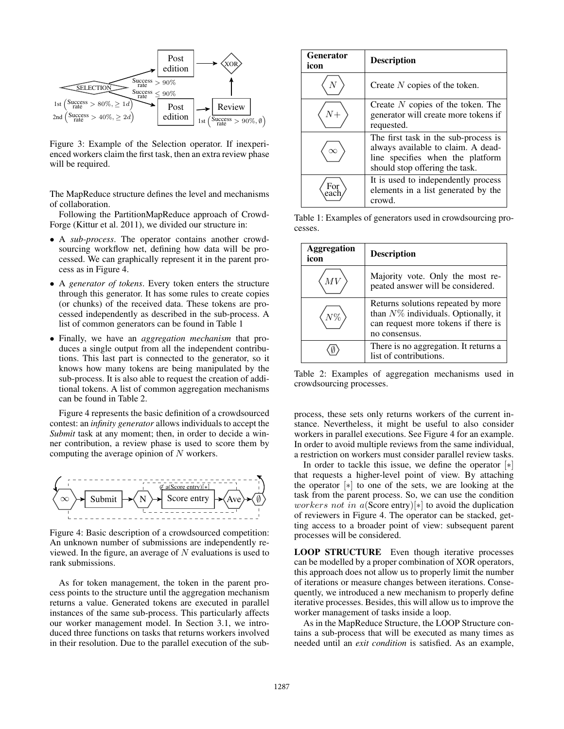Figure 3: Example of the Selection operator. If inexperienced workers claim the first task, then an extra review phase will be required.

The MapReduce structure defines the level and mechanisms of collaboration.

Following the PartitionMapReduce approach of CrowdForge (Kittur et al. 2011), we divided our structure in:

- A *sub-process*. The operator contains another crowdsourcing workflow net, defining how data will be processed. We can graphically represent it in the parent process as in Figure 4.
- A *generator of tokens*. Every token enters the structure through this generator. It has some rules to create copies (or chunks) of the received data. These tokens are processed independently as described in the sub-process. A list of common generators can be found in Table 1
- Finally, we have an *aggregation mechanism* that produces a single output from all the independent contributions. This last part is connected to the generator, so it knows how many tokens are being manipulated by the sub-process. It is also able to request the creation of additional tokens. A list of common aggregation mechanisms can be found in Table 2.

Figure 4 represents the basic definition of a crowdsourced contest: an *infinity generator* allows individuals to accept the *Submit* task at any moment; then, in order to decide a winner contribution, a review phase is used to score them by computing the average opinion of $N$ workers.

Figure 4: Basic description of a crowdsourced competition: An unknown number of submissions are independently reviewed. In the figure, an average of $N$ evaluations is used to rank submissions.

As for token management, the token in the parent process points to the structure until the aggregation mechanism returns a value. Generated tokens are executed in parallel instances of the same sub-process. This particularly affects our worker management model. In Section 3.1, we introduced three functions on tasks that returns workers involved in their resolution. Due to the parallel execution of the sub-process, these sets only returns workers of the current instance. Nevertheless, it might be useful to also consider workers in parallel executions. See Figure 4 for an example. In order to avoid multiple reviews from the same individual, a restriction on workers must consider parallel review tasks.

| Generator icon | Description |
|---|---|
| $N$ | Create $N$ copies of the token. |
| $N+$ | Create $N$ copies of the token. The generator will create more tokens if requested. |
| $\infty$ | The first task in the sub-process is always available to claim. A deadline specifies when the platform should stop offering the task. |
| For each | It is used to independently process elements in a list generated by the crowd. |

Table 1: Examples of generators used in crowdsourcing processes.

| Aggregation icon | Description |
|---|---|
| $MV$ | Majority vote. Only the most repeated answer will be considered. |
| $N\%$ | Returns solutions repeated by more than $N\%$ individuals. Optionally, it can request more tokens if there is no consensus. |
| $\emptyset$ | There is no aggregation. It returns a list of contributions. |

Table 2: Examples of aggregation mechanisms used in crowdsourcing processes.

In order to tackle this issue, we define the operator $[*]$ that requests a higher-level point of view. By attaching the operator $[*]$ to one of the sets, we are looking at the task from the parent process. So, we can use the condition $workers\ not\ in\ a(\text{Score entry})[*]$ to avoid the duplication of reviewers in Figure 4. The operator can be stacked, getting access to a broader point of view: subsequent parent processes will be considered.

**LOOP STRUCTURE** Even though iterative processes can be modelled by a proper combination of XOR operators, this approach does not allow us to properly limit the number of iterations or measure changes between iterations. Consequently, we introduced a new mechanism to properly define iterative processes. Besides, this will allow us to improve the worker management of tasks inside a loop.

As in the MapReduce Structure, the LOOP Structure contains a sub-process that will be executed as many times as needed until an *exit condition* is satisfied. As an example,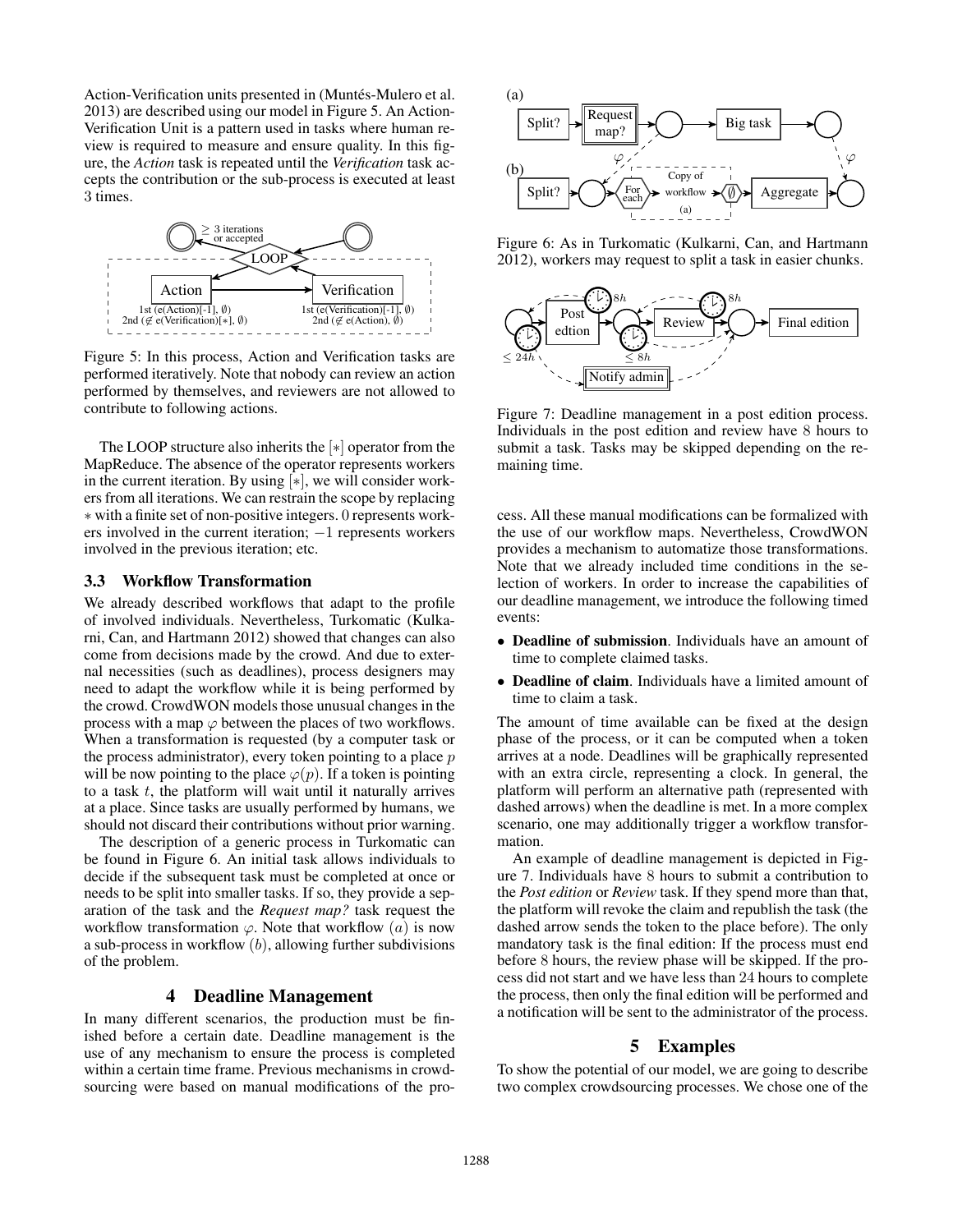Action-Verification units presented in (Muntés-Mulero et al. 2013) are described using our model in Figure 5. An Action-Verification Unit is a pattern used in tasks where human review is required to measure and ensure quality. In this figure, the *Action* task is repeated until the *Verification* task accepts the contribution or the sub-process is executed at least 3 times.

Figure 5: In this process, Action and Verification tasks are performed iteratively. Note that nobody can review an action performed by themselves, and reviewers are not allowed to contribute to following actions.

The LOOP structure also inherits the $[*]$ operator from the MapReduce. The absence of the operator represents workers in the current iteration. By using $[*]$, we will consider workers from all iterations. We can restrain the scope by replacing $*$ with a finite set of non-positive integers. 0 represents workers involved in the current iteration; $-1$ represents workers involved in the previous iteration; etc.

### 3.3 Workflow Transformation

We already described workflows that adapt to the profile of involved individuals. Nevertheless, Turkomatic (Kulkarni, Can, and Hartmann 2012) showed that changes can also come from decisions made by the crowd. And due to external necessities (such as deadlines), process designers may need to adapt the workflow while it is being performed by the crowd. CrowdWON models those unusual changes in the process with a map $\varphi$ between the places of two workflows. When a transformation is requested (by a computer task or the process administrator), every token pointing to a place $p$ will be now pointing to the place $\varphi(p)$. If a token is pointing to a task $t$, the platform will wait until it naturally arrives at a place. Since tasks are usually performed by humans, we should not discard their contributions without prior warning.

The description of a generic process in Turkomatic can be found in Figure 6. An initial task allows individuals to decide if the subsequent task must be completed at once or needs to be split into smaller tasks. If so, they provide a separation of the task and the *Request map?* task request the workflow transformation $\varphi$. Note that workflow $(a)$ is now a sub-process in workflow $(b)$, allowing further subdivisions of the problem.

## 4 Deadline Management

In many different scenarios, the production must be finished before a certain date. Deadline management is the use of any mechanism to ensure the process is completed within a certain time frame. Previous mechanisms in crowdsourcing were based on manual modifications of the process. All these manual modifications can be formalized with the use of our workflow maps. Nevertheless, CrowdWON provides a mechanism to automatize those transformations. Note that we already included time conditions in the selection of workers. In order to increase the capabilities of our deadline management, we introduce the following timed events:

Figure 6: As in Turkomatic (Kulkarni, Can, and Hartmann 2012), workers may request to split a task in easier chunks.

Figure 7: Deadline management in a post edition process. Individuals in the post edition and review have 8 hours to submit a task. Tasks may be skipped depending on the remaining time.

- **Deadline of submission**. Individuals have an amount of time to complete claimed tasks.
- **Deadline of claim**. Individuals have a limited amount of time to claim a task.

The amount of time available can be fixed at the design phase of the process, or it can be computed when a token arrives at a node. Deadlines will be graphically represented with an extra circle, representing a clock. In general, the platform will perform an alternative path (represented with dashed arrows) when the deadline is met. In a more complex scenario, one may additionally trigger a workflow transformation.

An example of deadline management is depicted in Figure 7. Individuals have 8 hours to submit a contribution to the *Post edition* or *Review* task. If they spend more than that, the platform will revoke the claim and republish the task (the dashed arrow sends the token to the place before). The only mandatory task is the final edition: If the process must end before 8 hours, the review phase will be skipped. If the process did not start and we have less than 24 hours to complete the process, then only the final edition will be performed and a notification will be sent to the administrator of the process.

## 5 Examples

To show the potential of our model, we are going to describe two complex crowdsourcing processes. We chose one of the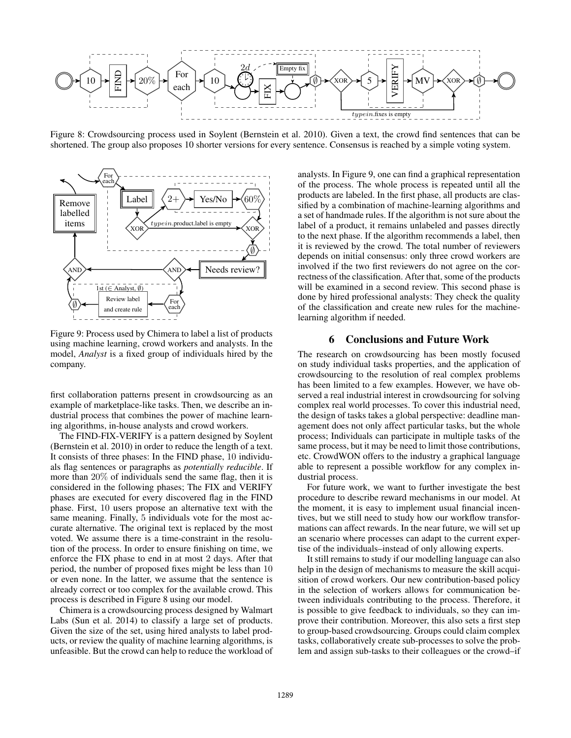Figure 8: Crowdsourcing process used in Soylent (Bernstein et al. 2010). Given a text, the crowd find sentences that can be shortened. The group also proposes 10 shorter versions for every sentence. Consensus is reached by a simple voting system.

Figure 9: Process used by Chimera to label a list of products using machine learning, crowd workers and analysts. In the model, *Analyst* is a fixed group of individuals hired by the company.

first collaboration patterns present in crowdsourcing as an example of marketplace-like tasks. Then, we describe an industrial process that combines the power of machine learning algorithms, in-house analysts and crowd workers.

The FIND-FIX-VERIFY is a pattern designed by Soylent (Bernstein et al. 2010) in order to reduce the length of a text. It consists of three phases: In the FIND phase, 10 individuals flag sentences or paragraphs as *potentially reducible*. If more than 20% of individuals send the same flag, then it is considered in the following phases; The FIX and VERIFY phases are executed for every discovered flag in the FIND phase. First, 10 users propose an alternative text with the same meaning. Finally, 5 individuals vote for the most accurate alternative. The original text is replaced by the most voted. We assume there is a time-constraint in the resolution of the process. In order to ensure finishing on time, we enforce the FIX phase to end in at most 2 days. After that period, the number of proposed fixes might be less than 10 or even none. In the latter, we assume that the sentence is already correct or too complex for the available crowd. This process is described in Figure 8 using our model.

Chimera is a crowdsourcing process designed by Walmart Labs (Sun et al. 2014) to classify a large set of products. Given the size of the set, using hired analysts to label products, or review the quality of machine learning algorithms, is unfeasible. But the crowd can help to reduce the workload of analysts. In Figure 9, one can find a graphical representation of the process. The whole process is repeated until all the products are labeled. In the first phase, all products are classified by a combination of machine-learning algorithms and a set of handmade rules. If the algorithm is not sure about the label of a product, it remains unlabeled and passes directly to the next phase. If the algorithm recommends a label, then it is reviewed by the crowd. The total number of reviewers depends on initial consensus: only three crowd workers are involved if the two first reviewers do not agree on the correctness of the classification. After that, some of the products will be examined in a second review. This second phase is done by hired professional analysts: They check the quality of the classification and create new rules for the machine-learning algorithm if needed.

## 6 Conclusions and Future Work

The research on crowdsourcing has been mostly focused on study individual tasks properties, and the application of crowdsourcing to the resolution of real complex problems has been limited to a few examples. However, we have observed a real industrial interest in crowdsourcing for solving complex real world processes. To cover this industrial need, the design of tasks takes a global perspective: deadline management does not only affect particular tasks, but the whole process; Individuals can participate in multiple tasks of the same process, but it may be need to limit those contributions, etc. CrowdWON offers to the industry a graphical language able to represent a possible workflow for any complex industrial process.

For future work, we want to further investigate the best procedure to describe reward mechanisms in our model. At the moment, it is easy to implement usual financial incentives, but we still need to study how our workflow transformations can affect rewards. In the near future, we will set up an scenario where processes can adapt to the current expertise of the individuals–instead of only allowing experts.

It still remains to study if our modelling language can also help in the design of mechanisms to measure the skill acquisition of crowd workers. Our new contribution-based policy in the selection of workers allows for communication between individuals contributing to the process. Therefore, it is possible to give feedback to individuals, so they can improve their contribution. Moreover, this also sets a first step to group-based crowdsourcing. Groups could claim complex tasks, collaboratively create sub-processes to solve the problem and assign sub-tasks to their colleagues or the crowd–if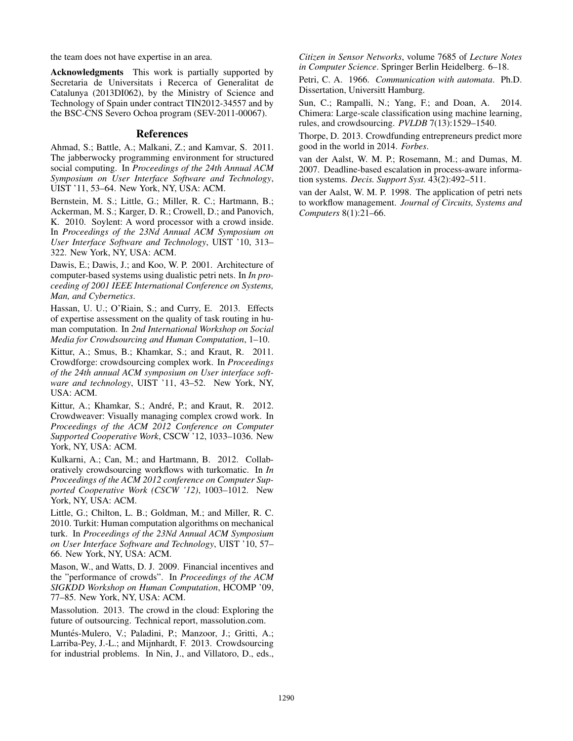the team does not have expertise in an area.

**Acknowledgments** This work is partially supported by Secretaria de Universitats i Recerca of Generalitat de Catalunya (2013DI062), by the Ministry of Science and Technology of Spain under contract TIN2012-34557 and by the BSC-CNS Severo Ochoa program (SEV-2011-00067).

## References

Ahmad, S.; Battle, A.; Malkani, Z.; and Kamvar, S. 2011. The jabberwocky programming environment for structured social computing. In *Proceedings of the 24th Annual ACM Symposium on User Interface Software and Technology*, UIST '11, 53–64. New York, NY, USA: ACM.

Bernstein, M. S.; Little, G.; Miller, R. C.; Hartmann, B.; Ackerman, M. S.; Karger, D. R.; Crowell, D.; and Panovich, K. 2010. Soylent: A word processor with a crowd inside. In *Proceedings of the 23Nd Annual ACM Symposium on User Interface Software and Technology*, UIST '10, 313–322. New York, NY, USA: ACM.

Dawis, E.; Dawis, J.; and Koo, W. P. 2001. Architecture of computer-based systems using dualistic petri nets. In *In proceeding of 2001 IEEE International Conference on Systems, Man, and Cybernetics*.

Hassan, U. U.; O'Riain, S.; and Curry, E. 2013. Effects of expertise assessment on the quality of task routing in human computation. In *2nd International Workshop on Social Media for Crowdsourcing and Human Computation*, 1–10.

Kittur, A.; Smus, B.; Khamkar, S.; and Kraut, R. 2011. Crowdforge: crowdsourcing complex work. In *Proceedings of the 24th annual ACM symposium on User interface software and technology*, UIST '11, 43–52. New York, NY, USA: ACM.

Kittur, A.; Khamkar, S.; André, P.; and Kraut, R. 2012. Crowdweaver: Visually managing complex crowd work. In *Proceedings of the ACM 2012 Conference on Computer Supported Cooperative Work*, CSCW '12, 1033–1036. New York, NY, USA: ACM.

Kulkarni, A.; Can, M.; and Hartmann, B. 2012. Collaboratively crowdsourcing workflows with turkomatic. In *In Proceedings of the ACM 2012 conference on Computer Supported Cooperative Work (CSCW '12)*, 1003–1012. New York, NY, USA: ACM.

Little, G.; Chilton, L. B.; Goldman, M.; and Miller, R. C. 2010. Turkit: Human computation algorithms on mechanical turk. In *Proceedings of the 23Nd Annual ACM Symposium on User Interface Software and Technology*, UIST '10, 57–66. New York, NY, USA: ACM.

Mason, W., and Watts, D. J. 2009. Financial incentives and the "performance of crowds". In *Proceedings of the ACM SIGKDD Workshop on Human Computation*, HCOMP '09, 77–85. New York, NY, USA: ACM.

Massolution. 2013. The crowd in the cloud: Exploring the future of outsourcing. Technical report, massolution.com.

Muntés-Mulero, V.; Paladini, P.; Manzoor, J.; Gritti, A.; Larriba-Pey, J.-L.; and Mijnhardt, F. 2013. Crowdsourcing for industrial problems. In Nin, J., and Villatoro, D., eds., *Citizen in Sensor Networks*, volume 7685 of *Lecture Notes in Computer Science*. Springer Berlin Heidelberg. 6–18.

Petri, C. A. 1966. *Communication with automata*. Ph.D. Dissertation, Universitt Hamburg.

Sun, C.; Rampalli, N.; Yang, F.; and Doan, A. 2014. Chimera: Large-scale classification using machine learning, rules, and crowdsourcing. *PVLDB* 7(13):1529–1540.

Thorpe, D. 2013. Crowdfunding entrepreneurs predict more good in the world in 2014. *Forbes*.

van der Aalst, W. M. P.; Rosemann, M.; and Dumas, M. 2007. Deadline-based escalation in process-aware information systems. *Decis. Support Syst.* 43(2):492–511.

van der Aalst, W. M. P. 1998. The application of petri nets to workflow management. *Journal of Circuits, Systems and Computers* 8(1):21–66.